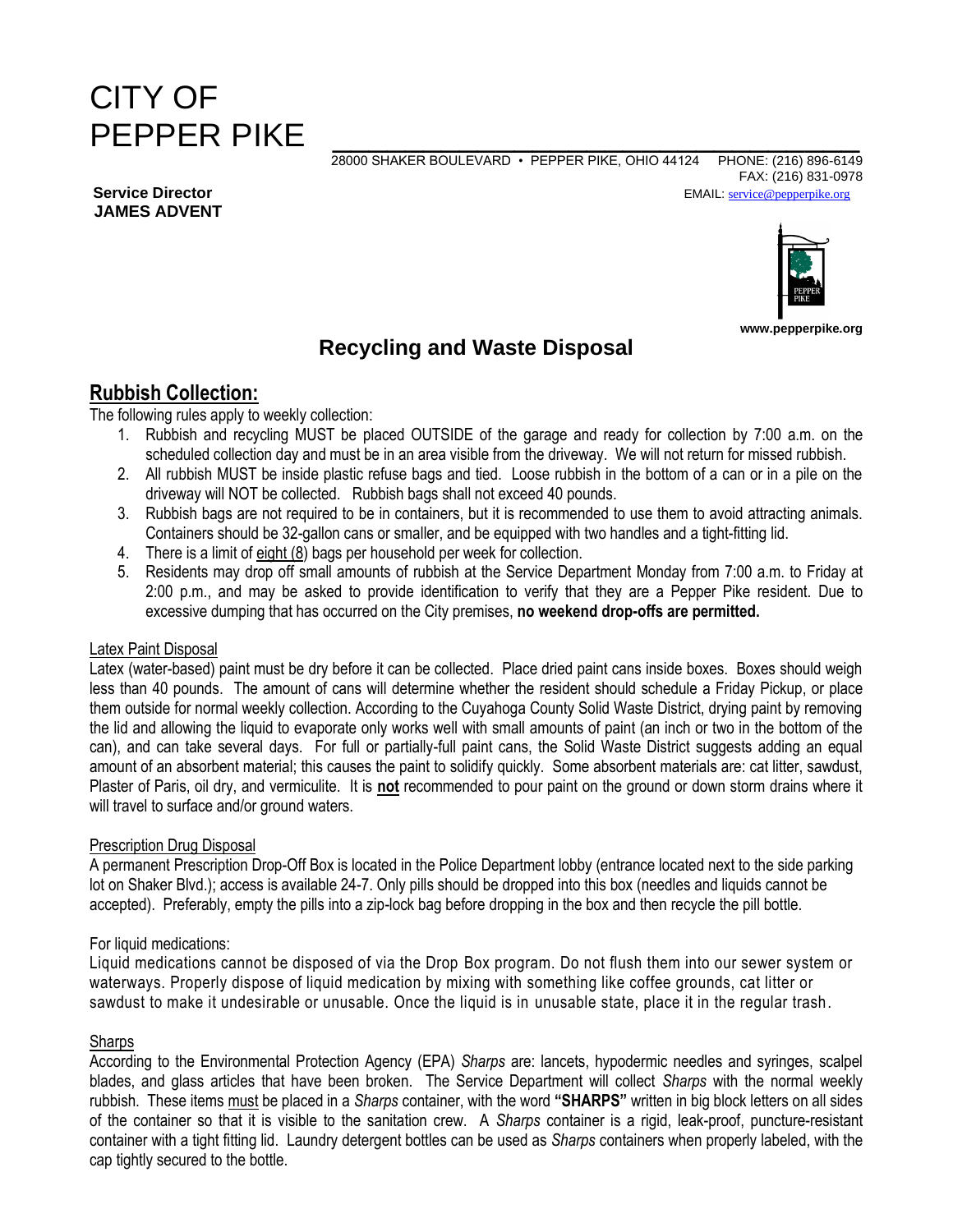# CITY OF PEPPER PIKE

28000 SHAKER BOULEVARD • PEPPER PIKE, OHIO 44124 PHONE: (216) 896-6149
FAX: (216) 831-0978
EMAIL: service@pepperpike.org

**Service Director**
**JAMES ADVENT**

**www.pepperpike.org**

## Recycling and Waste Disposal

### Rubbish Collection:

The following rules apply to weekly collection:

1. Rubbish and recycling MUST be placed OUTSIDE of the garage and ready for collection by 7:00 a.m. on the scheduled collection day and must be in an area visible from the driveway. We will not return for missed rubbish.
2. All rubbish MUST be inside plastic refuse bags and tied. Loose rubbish in the bottom of a can or in a pile on the driveway will NOT be collected. Rubbish bags shall not exceed 40 pounds.
3. Rubbish bags are not required to be in containers, but it is recommended to use them to avoid attracting animals. Containers should be 32-gallon cans or smaller, and be equipped with two handles and a tight-fitting lid.
4. There is a limit of eight (8) bags per household per week for collection.
5. Residents may drop off small amounts of rubbish at the Service Department Monday from 7:00 a.m. to Friday at 2:00 p.m., and may be asked to provide identification to verify that they are a Pepper Pike resident. Due to excessive dumping that has occurred on the City premises, **no weekend drop-offs are permitted.**

#### Latex Paint Disposal

Latex (water-based) paint must be dry before it can be collected. Place dried paint cans inside boxes. Boxes should weigh less than 40 pounds. The amount of cans will determine whether the resident should schedule a Friday Pickup, or place them outside for normal weekly collection. According to the Cuyahoga County Solid Waste District, drying paint by removing the lid and allowing the liquid to evaporate only works well with small amounts of paint (an inch or two in the bottom of the can), and can take several days. For full or partially-full paint cans, the Solid Waste District suggests adding an equal amount of an absorbent material; this causes the paint to solidify quickly. Some absorbent materials are: cat litter, sawdust, Plaster of Paris, oil dry, and vermiculite. It is **not** recommended to pour paint on the ground or down storm drains where it will travel to surface and/or ground waters.

#### Prescription Drug Disposal

A permanent Prescription Drop-Off Box is located in the Police Department lobby (entrance located next to the side parking lot on Shaker Blvd.); access is available 24-7. Only pills should be dropped into this box (needles and liquids cannot be accepted). Preferably, empty the pills into a zip-lock bag before dropping in the box and then recycle the pill bottle.

For liquid medications:

Liquid medications cannot be disposed of via the Drop Box program. Do not flush them into our sewer system or waterways. Properly dispose of liquid medication by mixing with something like coffee grounds, cat litter or sawdust to make it undesirable or unusable. Once the liquid is in unusable state, place it in the regular trash.

#### Sharps

According to the Environmental Protection Agency (EPA) *Sharps* are: lancets, hypodermic needles and syringes, scalpel blades, and glass articles that have been broken. The Service Department will collect *Sharps* with the normal weekly rubbish. These items must be placed in a *Sharps* container, with the word **"SHARPS"** written in big block letters on all sides of the container so that it is visible to the sanitation crew. A *Sharps* container is a rigid, leak-proof, puncture-resistant container with a tight fitting lid. Laundry detergent bottles can be used as *Sharps* containers when properly labeled, with the cap tightly secured to the bottle.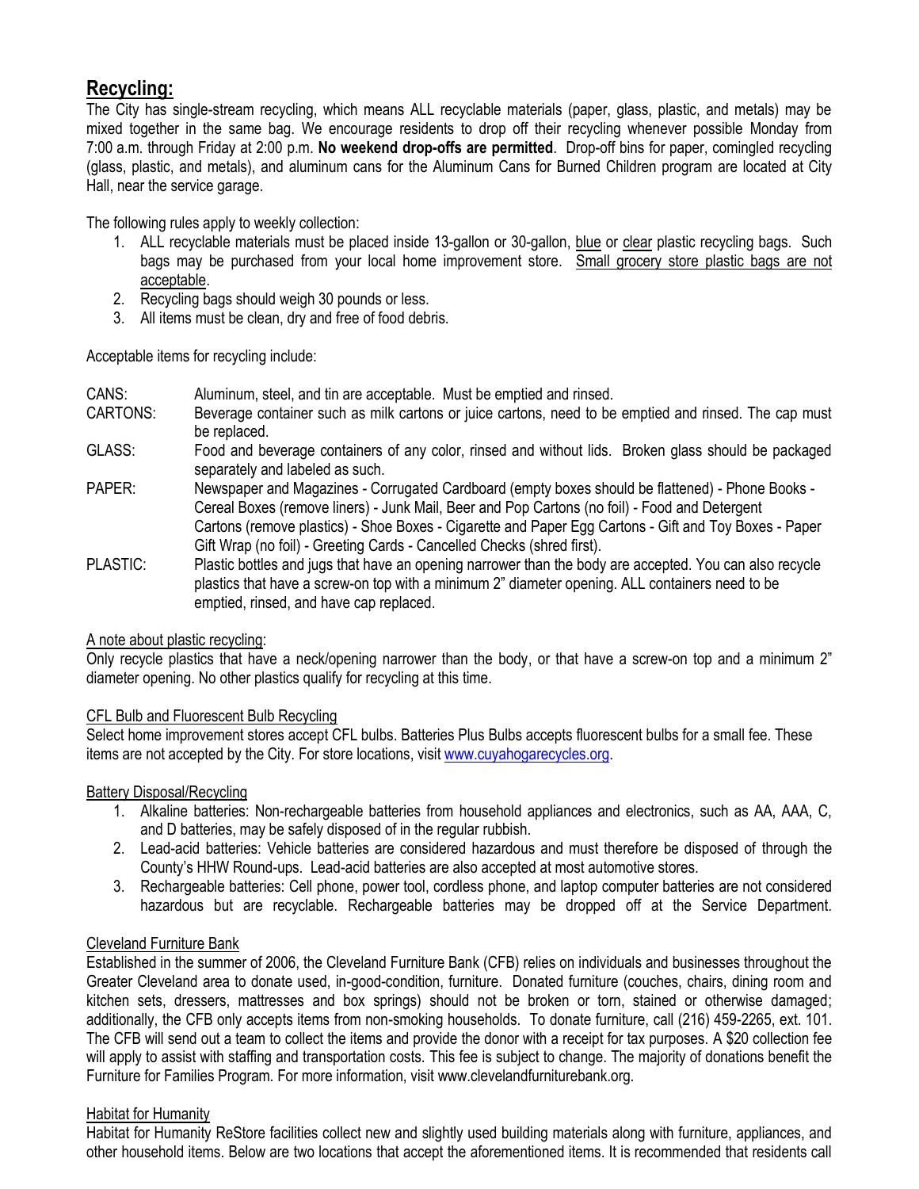## Recycling:

The City has single-stream recycling, which means ALL recyclable materials (paper, glass, plastic, and metals) may be mixed together in the same bag. We encourage residents to drop off their recycling whenever possible Monday from 7:00 a.m. through Friday at 2:00 p.m. **No weekend drop-offs are permitted**. Drop-off bins for paper, comingled recycling (glass, plastic, and metals), and aluminum cans for the Aluminum Cans for Burned Children program are located at City Hall, near the service garage.

The following rules apply to weekly collection:

1. ALL recyclable materials must be placed inside 13-gallon or 30-gallon, blue or clear plastic recycling bags. Such bags may be purchased from your local home improvement store. Small grocery store plastic bags are not acceptable.
2. Recycling bags should weigh 30 pounds or less.
3. All items must be clean, dry and free of food debris.

Acceptable items for recycling include:

- CANS: Aluminum, steel, and tin are acceptable. Must be emptied and rinsed.
- CARTONS: Beverage container such as milk cartons or juice cartons, need to be emptied and rinsed. The cap must be replaced.
- GLASS: Food and beverage containers of any color, rinsed and without lids. Broken glass should be packaged separately and labeled as such.
- PAPER: Newspaper and Magazines - Corrugated Cardboard (empty boxes should be flattened) - Phone Books - Cereal Boxes (remove liners) - Junk Mail, Beer and Pop Cartons (no foil) - Food and Detergent Cartons (remove plastics) - Shoe Boxes - Cigarette and Paper Egg Cartons - Gift and Toy Boxes - Paper Gift Wrap (no foil) - Greeting Cards - Cancelled Checks (shred first).
- PLASTIC: Plastic bottles and jugs that have an opening narrower than the body are accepted. You can also recycle plastics that have a screw-on top with a minimum 2" diameter opening. ALL containers need to be emptied, rinsed, and have cap replaced.

### A note about plastic recycling:

Only recycle plastics that have a neck/opening narrower than the body, or that have a screw-on top and a minimum 2" diameter opening. No other plastics qualify for recycling at this time.

### CFL Bulb and Fluorescent Bulb Recycling

Select home improvement stores accept CFL bulbs. Batteries Plus Bulbs accepts fluorescent bulbs for a small fee. These items are not accepted by the City. For store locations, visit www.cuyahogarecycles.org.

### Battery Disposal/Recycling

1. Alkaline batteries: Non-rechargeable batteries from household appliances and electronics, such as AA, AAA, C, and D batteries, may be safely disposed of in the regular rubbish.
2. Lead-acid batteries: Vehicle batteries are considered hazardous and must therefore be disposed of through the County's HHW Round-ups. Lead-acid batteries are also accepted at most automotive stores.
3. Rechargeable batteries: Cell phone, power tool, cordless phone, and laptop computer batteries are not considered hazardous but are recyclable. Rechargeable batteries may be dropped off at the Service Department.

### Cleveland Furniture Bank

Established in the summer of 2006, the Cleveland Furniture Bank (CFB) relies on individuals and businesses throughout the Greater Cleveland area to donate used, in-good-condition, furniture. Donated furniture (couches, chairs, dining room and kitchen sets, dressers, mattresses and box springs) should not be broken or torn, stained or otherwise damaged; additionally, the CFB only accepts items from non-smoking households. To donate furniture, call (216) 459-2265, ext. 101. The CFB will send out a team to collect the items and provide the donor with a receipt for tax purposes. A $20 collection fee will apply to assist with staffing and transportation costs. This fee is subject to change. The majority of donations benefit the Furniture for Families Program. For more information, visit www.clevelandfurniturebank.org.

### Habitat for Humanity

Habitat for Humanity ReStore facilities collect new and slightly used building materials along with furniture, appliances, and other household items. Below are two locations that accept the aforementioned items. It is recommended that residents call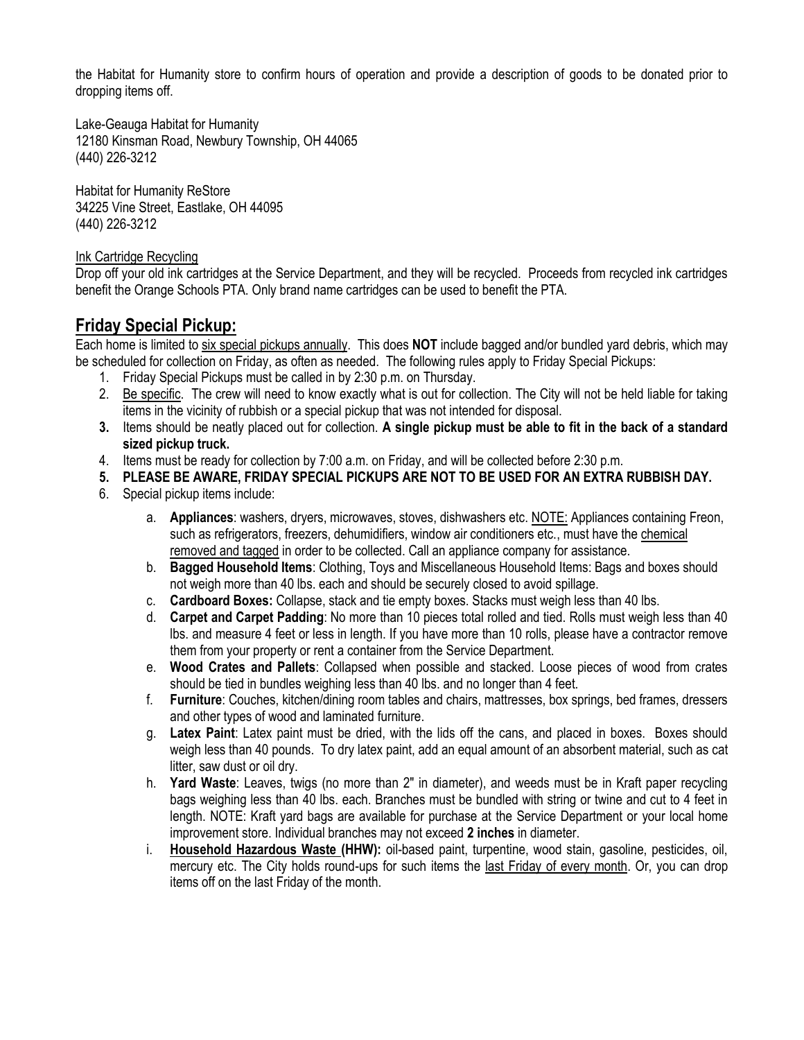the Habitat for Humanity store to confirm hours of operation and provide a description of goods to be donated prior to dropping items off.

Lake-Geauga Habitat for Humanity
12180 Kinsman Road, Newbury Township, OH 44065
(440) 226-3212

Habitat for Humanity ReStore
34225 Vine Street, Eastlake, OH 44095
(440) 226-3212

Ink Cartridge Recycling

Drop off your old ink cartridges at the Service Department, and they will be recycled. Proceeds from recycled ink cartridges benefit the Orange Schools PTA. Only brand name cartridges can be used to benefit the PTA.

## Friday Special Pickup:

Each home is limited to six special pickups annually. This does **NOT** include bagged and/or bundled yard debris, which may be scheduled for collection on Friday, as often as needed. The following rules apply to Friday Special Pickups:

1. Friday Special Pickups must be called in by 2:30 p.m. on Thursday.
2. Be specific. The crew will need to know exactly what is out for collection. The City will not be held liable for taking items in the vicinity of rubbish or a special pickup that was not intended for disposal.
3. Items should be neatly placed out for collection. **A single pickup must be able to fit in the back of a standard sized pickup truck.**
4. Items must be ready for collection by 7:00 a.m. on Friday, and will be collected before 2:30 p.m.
5. **PLEASE BE AWARE, FRIDAY SPECIAL PICKUPS ARE NOT TO BE USED FOR AN EXTRA RUBBISH DAY.**
6. Special pickup items include:
   a. **Appliances**: washers, dryers, microwaves, stoves, dishwashers etc. NOTE: Appliances containing Freon, such as refrigerators, freezers, dehumidifiers, window air conditioners etc., must have the chemical removed and tagged in order to be collected. Call an appliance company for assistance.
   b. **Bagged Household Items**: Clothing, Toys and Miscellaneous Household Items: Bags and boxes should not weigh more than 40 lbs. each and should be securely closed to avoid spillage.
   c. **Cardboard Boxes:** Collapse, stack and tie empty boxes. Stacks must weigh less than 40 lbs.
   d. **Carpet and Carpet Padding**: No more than 10 pieces total rolled and tied. Rolls must weigh less than 40 lbs. and measure 4 feet or less in length. If you have more than 10 rolls, please have a contractor remove them from your property or rent a container from the Service Department.
   e. **Wood Crates and Pallets**: Collapsed when possible and stacked. Loose pieces of wood from crates should be tied in bundles weighing less than 40 lbs. and no longer than 4 feet.
   f. **Furniture**: Couches, kitchen/dining room tables and chairs, mattresses, box springs, bed frames, dressers and other types of wood and laminated furniture.
   g. **Latex Paint**: Latex paint must be dried, with the lids off the cans, and placed in boxes. Boxes should weigh less than 40 pounds. To dry latex paint, add an equal amount of an absorbent material, such as cat litter, saw dust or oil dry.
   h. **Yard Waste**: Leaves, twigs (no more than 2" in diameter), and weeds must be in Kraft paper recycling bags weighing less than 40 lbs. each. Branches must be bundled with string or twine and cut to 4 feet in length. NOTE: Kraft yard bags are available for purchase at the Service Department or your local home improvement store. Individual branches may not exceed **2 inches** in diameter.
   i. **Household Hazardous Waste (HHW):** oil-based paint, turpentine, wood stain, gasoline, pesticides, oil, mercury etc. The City holds round-ups for such items the last Friday of every month. Or, you can drop items off on the last Friday of the month.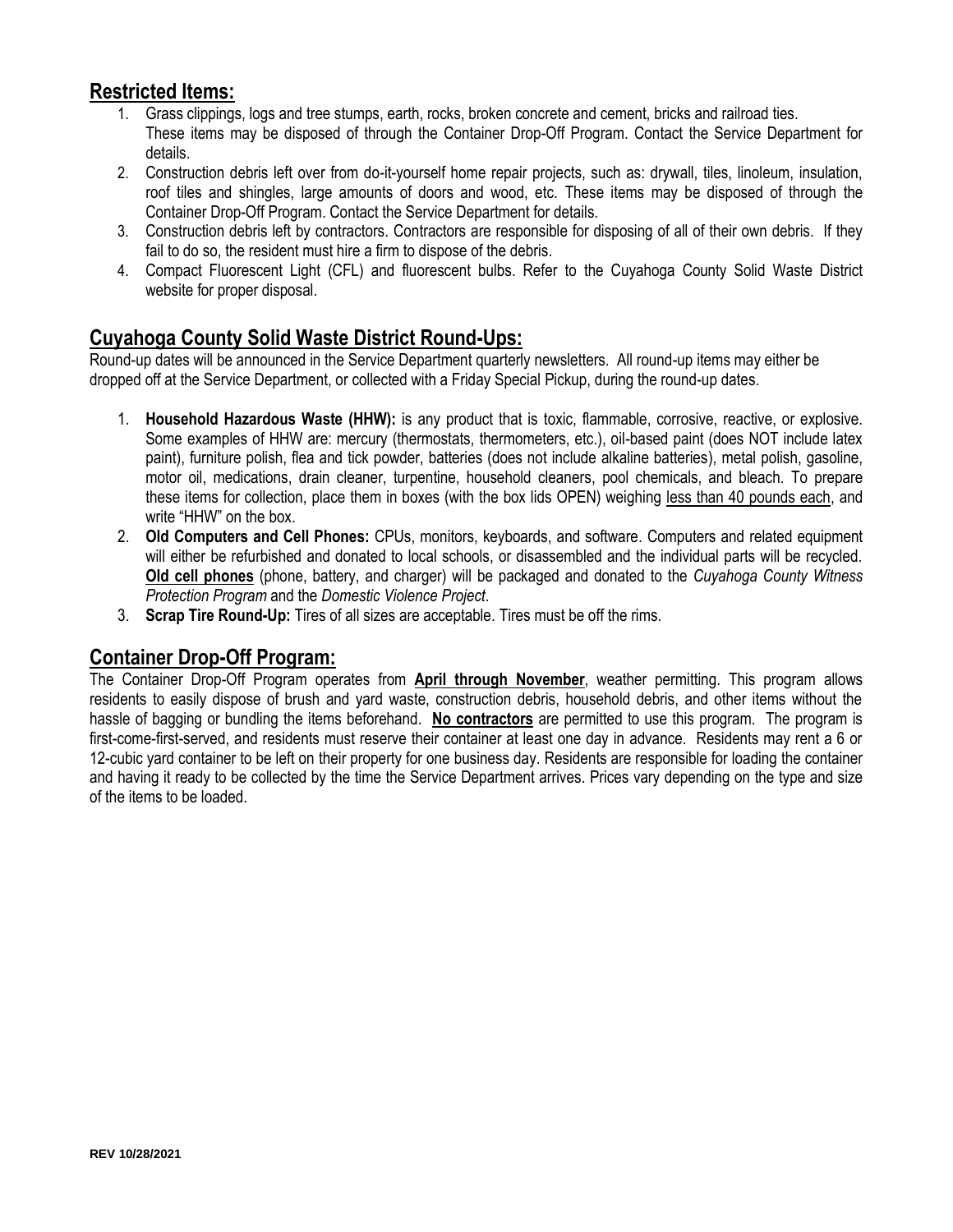## **Restricted Items:**

1. Grass clippings, logs and tree stumps, earth, rocks, broken concrete and cement, bricks and railroad ties. These items may be disposed of through the Container Drop-Off Program. Contact the Service Department for details.
2. Construction debris left over from do-it-yourself home repair projects, such as: drywall, tiles, linoleum, insulation, roof tiles and shingles, large amounts of doors and wood, etc. These items may be disposed of through the Container Drop-Off Program. Contact the Service Department for details.
3. Construction debris left by contractors. Contractors are responsible for disposing of all of their own debris. If they fail to do so, the resident must hire a firm to dispose of the debris.
4. Compact Fluorescent Light (CFL) and fluorescent bulbs. Refer to the Cuyahoga County Solid Waste District website for proper disposal.

## **Cuyahoga County Solid Waste District Round-Ups:**

Round-up dates will be announced in the Service Department quarterly newsletters. All round-up items may either be dropped off at the Service Department, or collected with a Friday Special Pickup, during the round-up dates.

1. **Household Hazardous Waste (HHW):** is any product that is toxic, flammable, corrosive, reactive, or explosive. Some examples of HHW are: mercury (thermostats, thermometers, etc.), oil-based paint (does NOT include latex paint), furniture polish, flea and tick powder, batteries (does not include alkaline batteries), metal polish, gasoline, motor oil, medications, drain cleaner, turpentine, household cleaners, pool chemicals, and bleach. To prepare these items for collection, place them in boxes (with the box lids OPEN) weighing less than 40 pounds each, and write "HHW" on the box.
2. **Old Computers and Cell Phones:** CPUs, monitors, keyboards, and software. Computers and related equipment will either be refurbished and donated to local schools, or disassembled and the individual parts will be recycled. **Old cell phones** (phone, battery, and charger) will be packaged and donated to the *Cuyahoga County Witness Protection Program* and the *Domestic Violence Project*.
3. **Scrap Tire Round-Up:** Tires of all sizes are acceptable. Tires must be off the rims.

## **Container Drop-Off Program:**

The Container Drop-Off Program operates from **April through November**, weather permitting. This program allows residents to easily dispose of brush and yard waste, construction debris, household debris, and other items without the hassle of bagging or bundling the items beforehand. **No contractors** are permitted to use this program. The program is first-come-first-served, and residents must reserve their container at least one day in advance. Residents may rent a 6 or 12-cubic yard container to be left on their property for one business day. Residents are responsible for loading the container and having it ready to be collected by the time the Service Department arrives. Prices vary depending on the type and size of the items to be loaded.

**REV 10/28/2021**